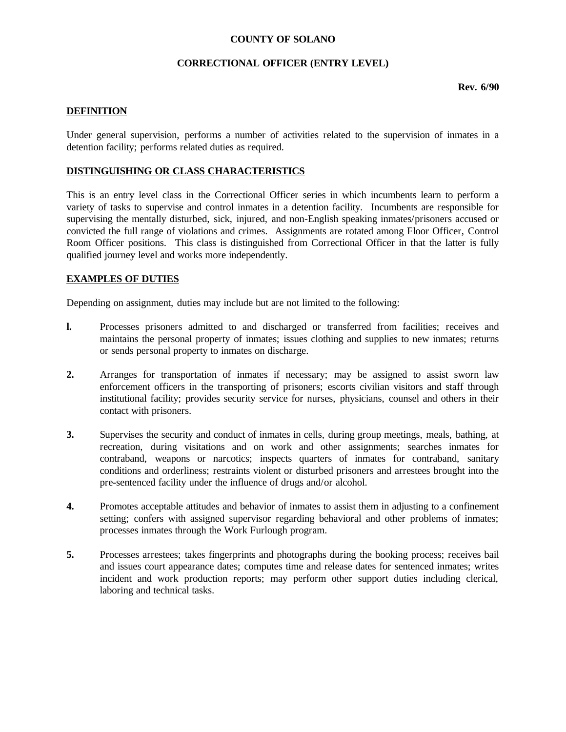**COUNTY OF SOLANO**

**CORRECTIONAL OFFICER (ENTRY LEVEL)**

**Rev. 6/90**

## DEFINITION

Under general supervision, performs a number of activities related to the supervision of inmates in a detention facility; performs related duties as required.

## DISTINGUISHING OR CLASS CHARACTERISTICS

This is an entry level class in the Correctional Officer series in which incumbents learn to perform a variety of tasks to supervise and control inmates in a detention facility. Incumbents are responsible for supervising the mentally disturbed, sick, injured, and non-English speaking inmates/prisoners accused or convicted the full range of violations and crimes. Assignments are rotated among Floor Officer, Control Room Officer positions. This class is distinguished from Correctional Officer in that the latter is fully qualified journey level and works more independently.

## EXAMPLES OF DUTIES

Depending on assignment, duties may include but are not limited to the following:

**l.** Processes prisoners admitted to and discharged or transferred from facilities; receives and maintains the personal property of inmates; issues clothing and supplies to new inmates; returns or sends personal property to inmates on discharge.

**2.** Arranges for transportation of inmates if necessary; may be assigned to assist sworn law enforcement officers in the transporting of prisoners; escorts civilian visitors and staff through institutional facility; provides security service for nurses, physicians, counsel and others in their contact with prisoners.

**3.** Supervises the security and conduct of inmates in cells, during group meetings, meals, bathing, at recreation, during visitations and on work and other assignments; searches inmates for contraband, weapons or narcotics; inspects quarters of inmates for contraband, sanitary conditions and orderliness; restraints violent or disturbed prisoners and arrestees brought into the pre-sentenced facility under the influence of drugs and/or alcohol.

**4.** Promotes acceptable attitudes and behavior of inmates to assist them in adjusting to a confinement setting; confers with assigned supervisor regarding behavioral and other problems of inmates; processes inmates through the Work Furlough program.

**5.** Processes arrestees; takes fingerprints and photographs during the booking process; receives bail and issues court appearance dates; computes time and release dates for sentenced inmates; writes incident and work production reports; may perform other support duties including clerical, laboring and technical tasks.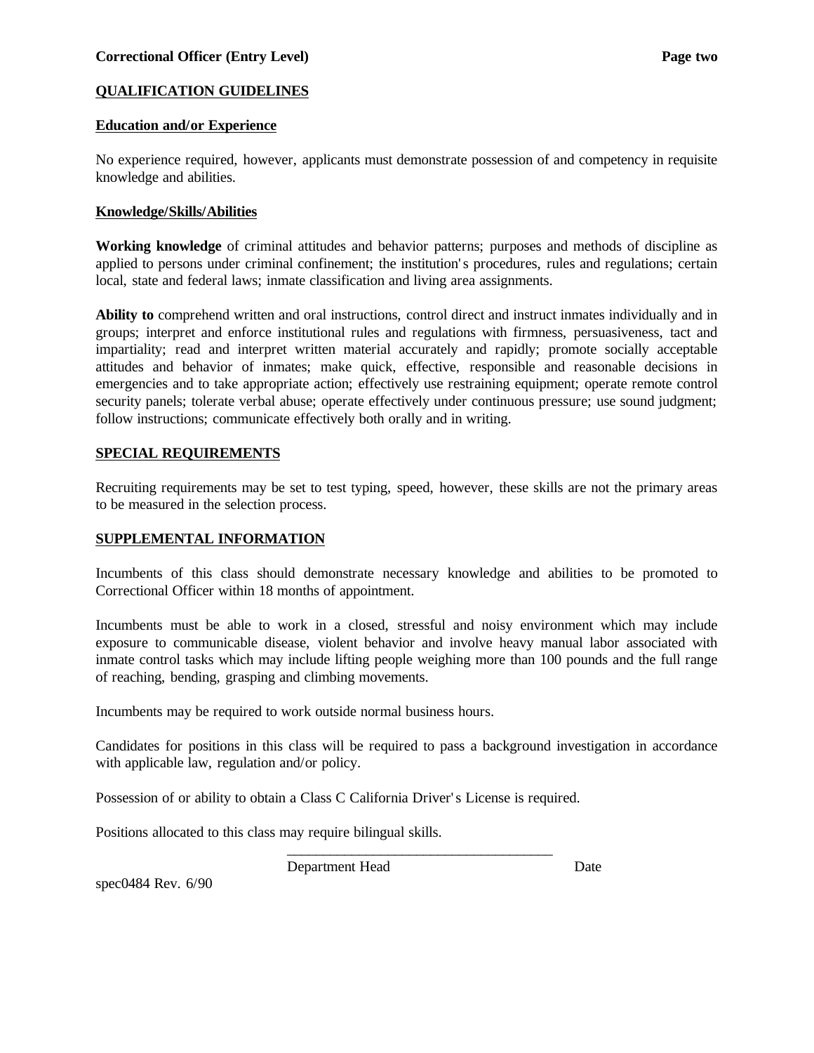## QUALIFICATION GUIDELINES

### Education and/or Experience

No experience required, however, applicants must demonstrate possession of and competency in requisite knowledge and abilities.

### Knowledge/Skills/Abilities

**Working knowledge** of criminal attitudes and behavior patterns; purposes and methods of discipline as applied to persons under criminal confinement; the institution's procedures, rules and regulations; certain local, state and federal laws; inmate classification and living area assignments.

**Ability to** comprehend written and oral instructions, control direct and instruct inmates individually and in groups; interpret and enforce institutional rules and regulations with firmness, persuasiveness, tact and impartiality; read and interpret written material accurately and rapidly; promote socially acceptable attitudes and behavior of inmates; make quick, effective, responsible and reasonable decisions in emergencies and to take appropriate action; effectively use restraining equipment; operate remote control security panels; tolerate verbal abuse; operate effectively under continuous pressure; use sound judgment; follow instructions; communicate effectively both orally and in writing.

## SPECIAL REQUIREMENTS

Recruiting requirements may be set to test typing, speed, however, these skills are not the primary areas to be measured in the selection process.

## SUPPLEMENTAL INFORMATION

Incumbents of this class should demonstrate necessary knowledge and abilities to be promoted to Correctional Officer within 18 months of appointment.

Incumbents must be able to work in a closed, stressful and noisy environment which may include exposure to communicable disease, violent behavior and involve heavy manual labor associated with inmate control tasks which may include lifting people weighing more than 100 pounds and the full range of reaching, bending, grasping and climbing movements.

Incumbents may be required to work outside normal business hours.

Candidates for positions in this class will be required to pass a background investigation in accordance with applicable law, regulation and/or policy.

Possession of or ability to obtain a Class C California Driver's License is required.

Positions allocated to this class may require bilingual skills.

_____________________________________
Department Head                                        Date

spec0484 Rev. 6/90